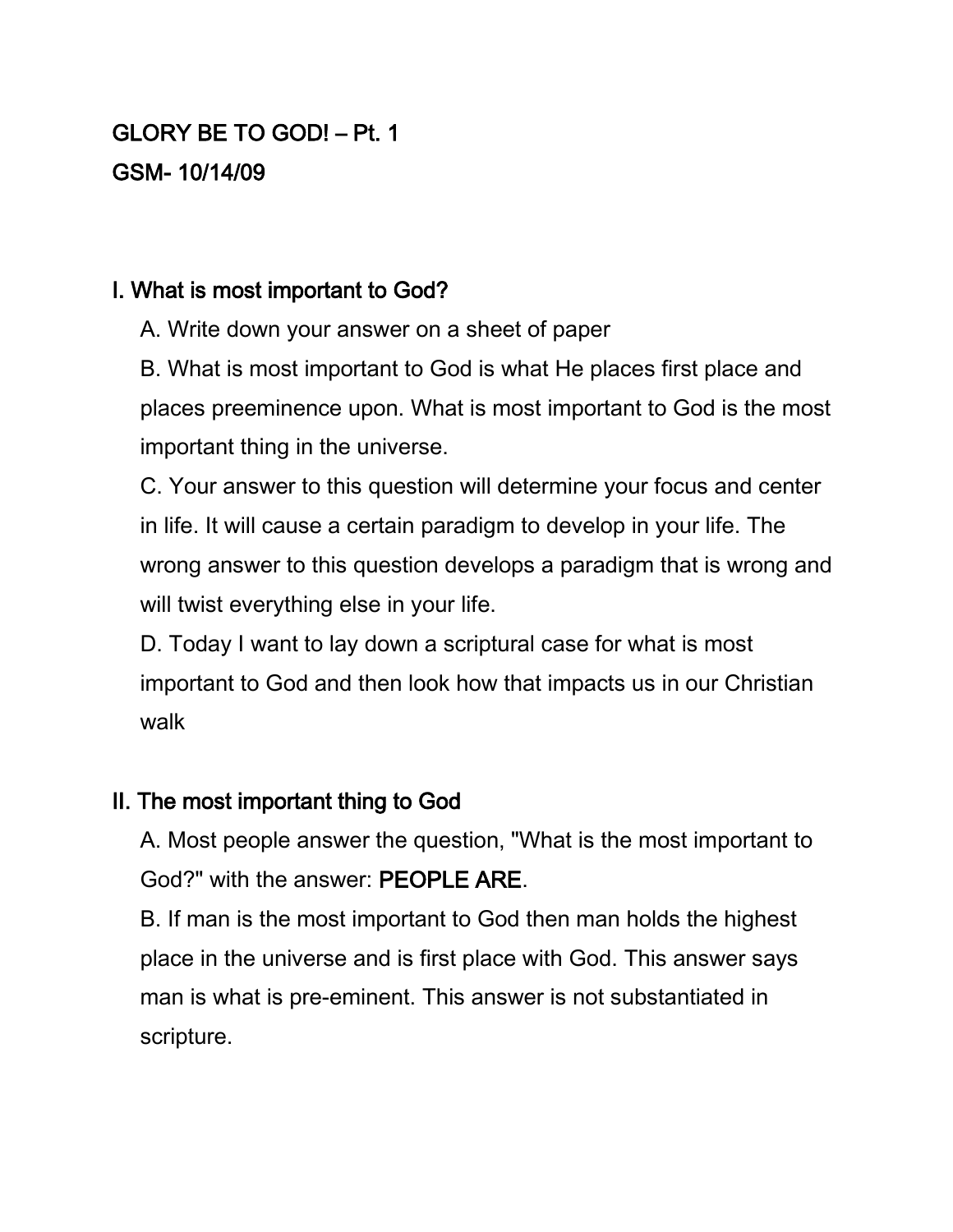# GLORY BE TO GOD! – Pt. 1

## GSM- 10/14/09

## I. What is most important to God?

A. Write down your answer on a sheet of paper

B. What is most important to God is what He places first place and places preeminence upon. What is most important to God is the most important thing in the universe.

C. Your answer to this question will determine your focus and center in life. It will cause a certain paradigm to develop in your life. The wrong answer to this question develops a paradigm that is wrong and will twist everything else in your life.

D. Today I want to lay down a scriptural case for what is most important to God and then look how that impacts us in our Christian walk

## II. The most important thing to God

A. Most people answer the question, "What is the most important to God?" with the answer: PEOPLE ARE.

B. If man is the most important to God then man holds the highest place in the universe and is first place with God. This answer says man is what is pre-eminent. This answer is not substantiated in scripture.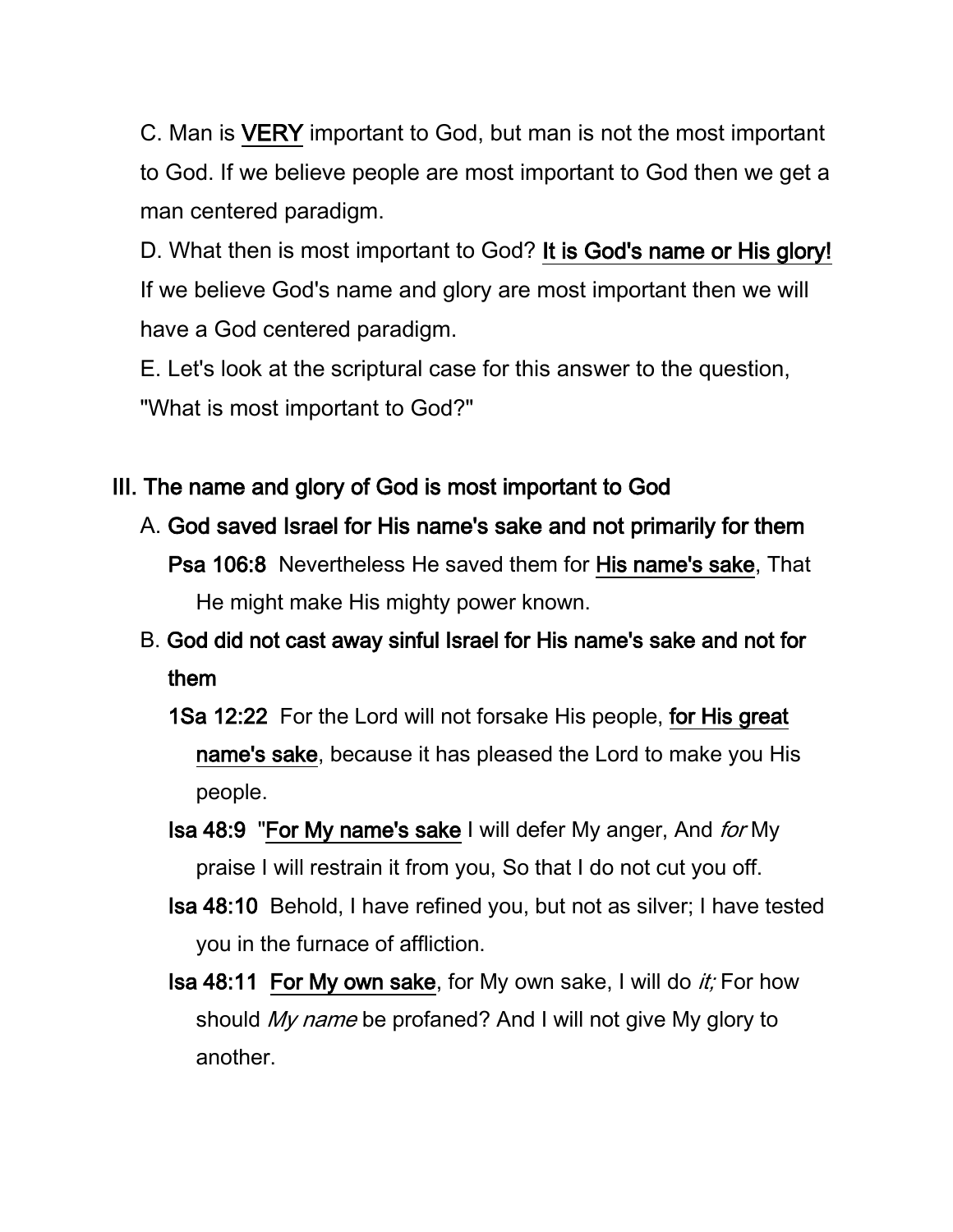C. Man is VERY important to God, but man is not the most important to God. If we believe people are most important to God then we get a man centered paradigm.

D. What then is most important to God? **It is God's name or His glory!** If we believe God's name and glory are most important then we will have a God centered paradigm.

E. Let's look at the scriptural case for this answer to the question, "What is most important to God?"

## III. The name and glory of God is most important to God

A. **God saved Israel for His name's sake and not primarily for them**

**Psa 106:8** Nevertheless He saved them for His name's sake, That He might make His mighty power known.

B. **God did not cast away sinful Israel for His name's sake and not for them**

**1Sa 12:22** For the Lord will not forsake His people, for His great name's sake, because it has pleased the Lord to make you His people.

**Isa 48:9** "For My name's sake I will defer My anger, And *for* My praise I will restrain it from you, So that I do not cut you off.

**Isa 48:10** Behold, I have refined you, but not as silver; I have tested you in the furnace of affliction.

**Isa 48:11** For My own sake, for My own sake, I will do *it;* For how should *My name* be profaned? And I will not give My glory to another.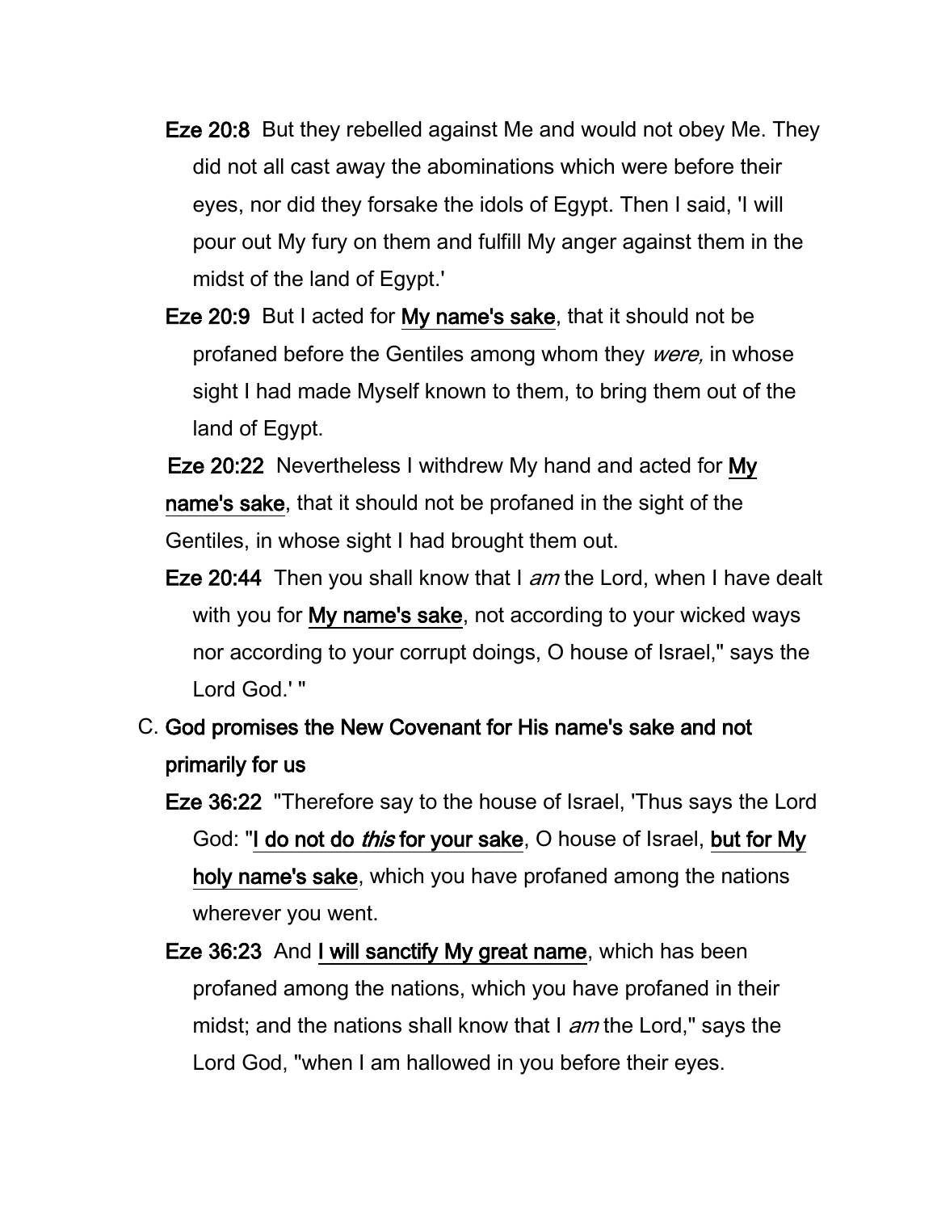**Eze 20:8** But they rebelled against Me and would not obey Me. They did not all cast away the abominations which were before their eyes, nor did they forsake the idols of Egypt. Then I said, 'I will pour out My fury on them and fulfill My anger against them in the midst of the land of Egypt.'

**Eze 20:9** But I acted for <u>**My name's sake**</u>, that it should not be profaned before the Gentiles among whom they *were,* in whose sight I had made Myself known to them, to bring them out of the land of Egypt.

**Eze 20:22** Nevertheless I withdrew My hand and acted for <u>**My name's sake**</u>, that it should not be profaned in the sight of the Gentiles, in whose sight I had brought them out.

**Eze 20:44** Then you shall know that I *am* the Lord, when I have dealt with you for <u>**My name's sake**</u>, not according to your wicked ways nor according to your corrupt doings, O house of Israel," says the Lord God.' "

C. **God promises the New Covenant for His name's sake and not primarily for us**

**Eze 36:22** "Therefore say to the house of Israel, 'Thus says the Lord God: "<u>**I do not do *this* for your sake**</u>, O house of Israel, <u>**but for My holy name's sake**</u>, which you have profaned among the nations wherever you went.

**Eze 36:23** And <u>**I will sanctify My great name**</u>, which has been profaned among the nations, which you have profaned in their midst; and the nations shall know that I *am* the Lord," says the Lord God, "when I am hallowed in you before their eyes.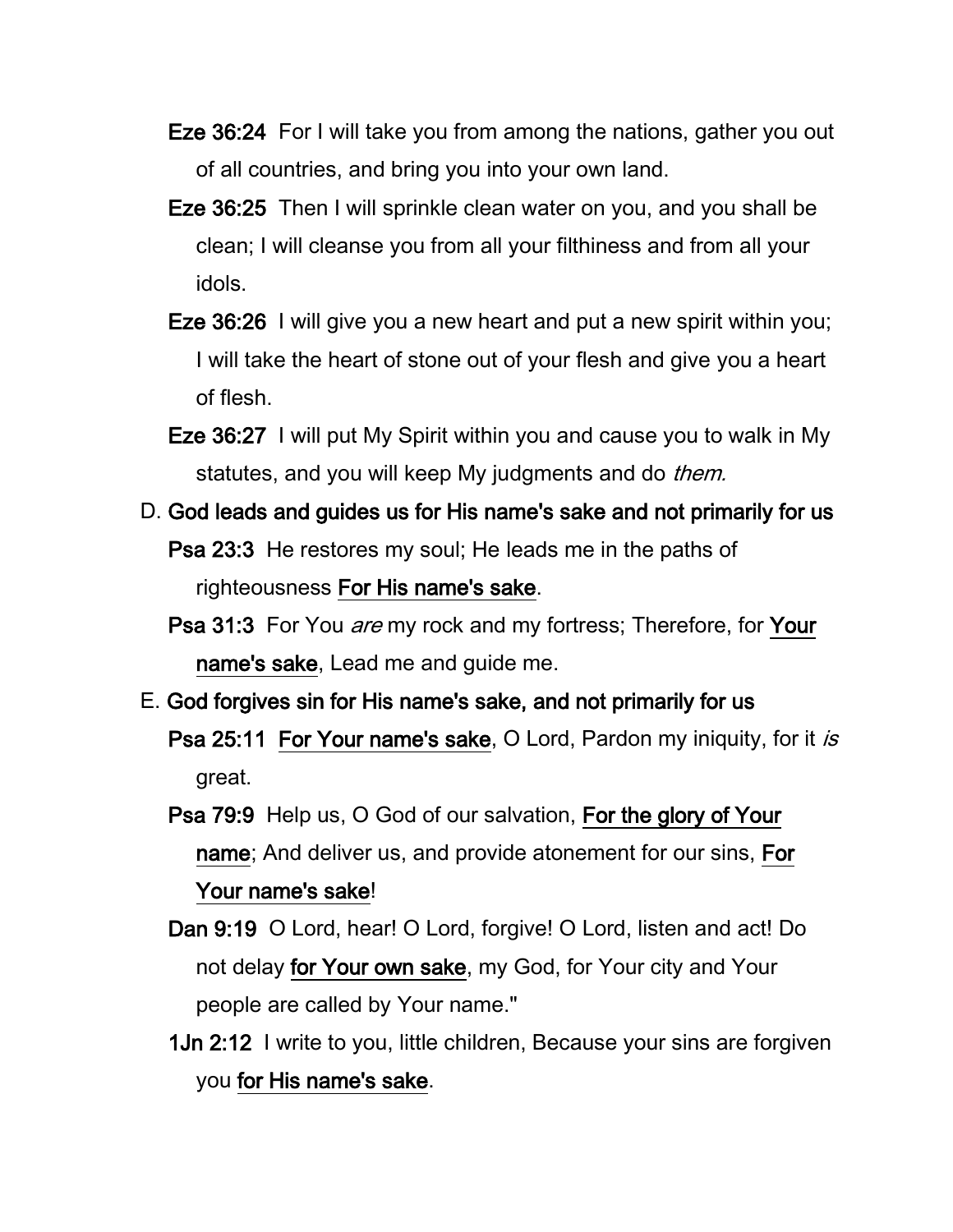**Eze 36:24** For I will take you from among the nations, gather you out of all countries, and bring you into your own land.

**Eze 36:25** Then I will sprinkle clean water on you, and you shall be clean; I will cleanse you from all your filthiness and from all your idols.

**Eze 36:26** I will give you a new heart and put a new spirit within you; I will take the heart of stone out of your flesh and give you a heart of flesh.

**Eze 36:27** I will put My Spirit within you and cause you to walk in My statutes, and you will keep My judgments and do *them.*

D. **God leads and guides us for His name's sake and not primarily for us**

**Psa 23:3** He restores my soul; He leads me in the paths of righteousness **For His name's sake**.

**Psa 31:3** For You *are* my rock and my fortress; Therefore, for **Your name's sake**, Lead me and guide me.

E. **God forgives sin for His name's sake, and not primarily for us**

**Psa 25:11** **For Your name's sake**, O Lord, Pardon my iniquity, for it *is* great.

**Psa 79:9** Help us, O God of our salvation, **For the glory of Your name**; And deliver us, and provide atonement for our sins, **For Your name's sake**!

**Dan 9:19** O Lord, hear! O Lord, forgive! O Lord, listen and act! Do not delay **for Your own sake**, my God, for Your city and Your people are called by Your name."

**1Jn 2:12** I write to you, little children, Because your sins are forgiven you **for His name's sake**.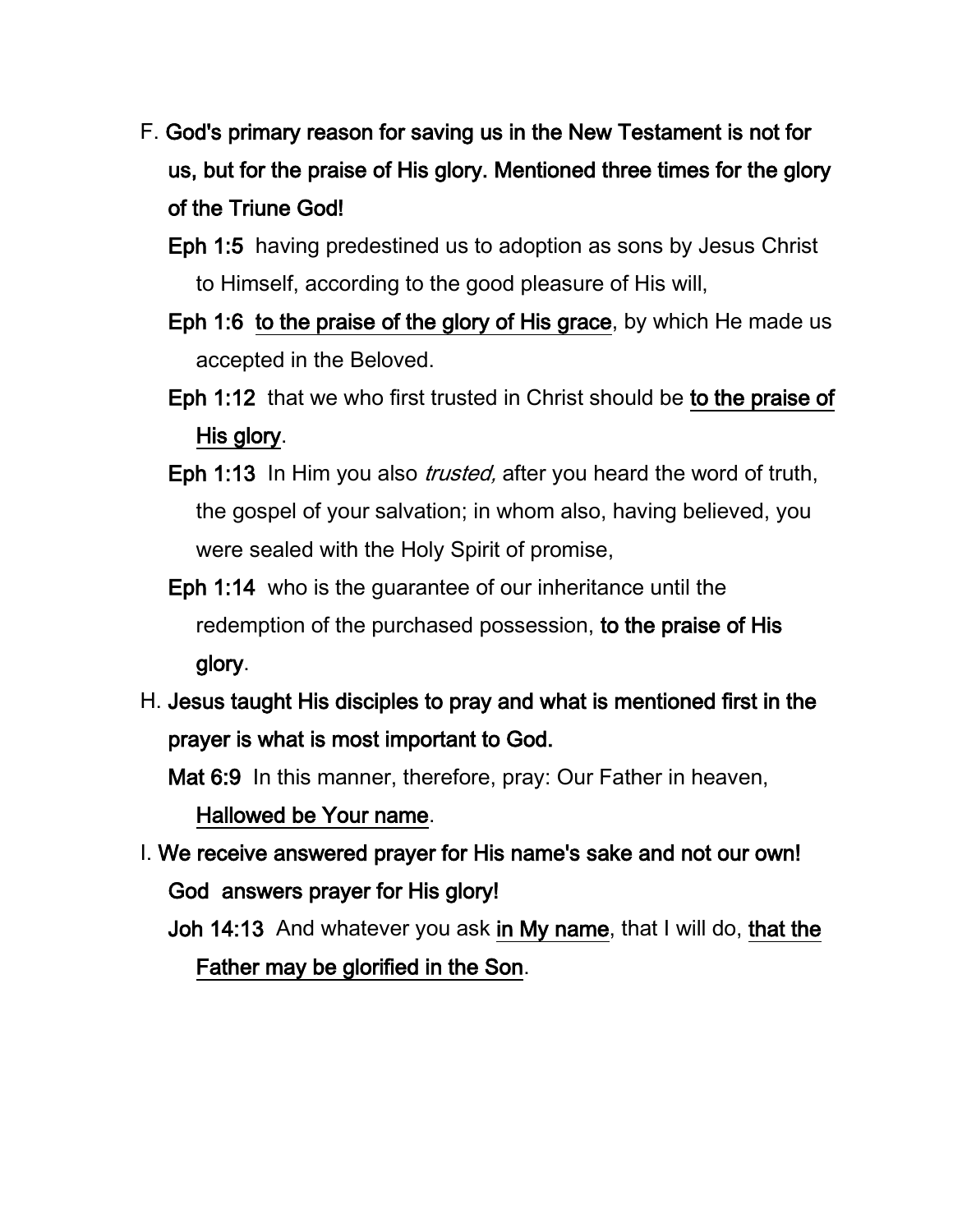F. **God's primary reason for saving us in the New Testament is not for us, but for the praise of His glory. Mentioned three times for the glory of the Triune God!**

**Eph 1:5** having predestined us to adoption as sons by Jesus Christ to Himself, according to the good pleasure of His will,

**Eph 1:6** <u>to the praise of the glory of His grace</u>, by which He made us accepted in the Beloved.

**Eph 1:12** that we who first trusted in Christ should be <u>**to the praise of His glory**</u>.

**Eph 1:13** In Him you also *trusted,* after you heard the word of truth, the gospel of your salvation; in whom also, having believed, you were sealed with the Holy Spirit of promise,

**Eph 1:14** who is the guarantee of our inheritance until the redemption of the purchased possession, **to the praise of His glory**.

H. **Jesus taught His disciples to pray and what is mentioned first in the prayer is what is most important to God.**

**Mat 6:9** In this manner, therefore, pray: Our Father in heaven, <u>Hallowed be Your name</u>.

I. **We receive answered prayer for His name's sake and not our own! God answers prayer for His glory!**

**Joh 14:13** And whatever you ask <u>in My name</u>, that I will do, <u>that the Father may be glorified in the Son</u>.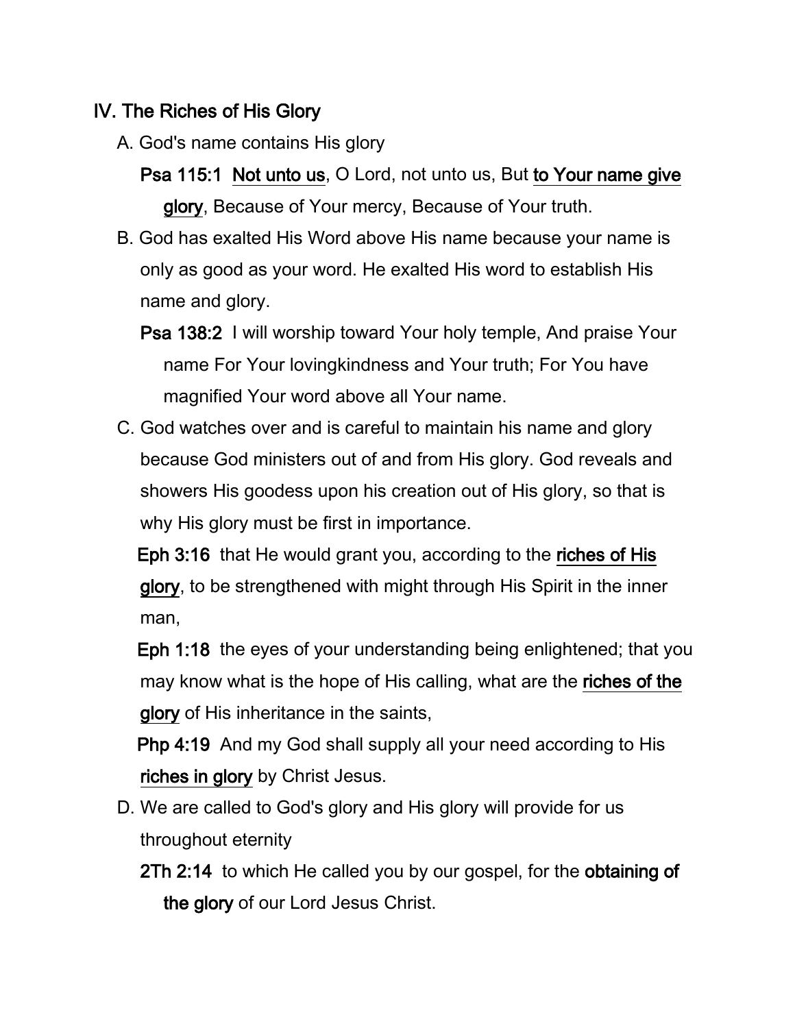## IV. The Riches of His Glory

A. God's name contains His glory

**Psa 115:1** Not unto us, O Lord, not unto us, But to Your name give glory, Because of Your mercy, Because of Your truth.

B. God has exalted His Word above His name because your name is only as good as your word. He exalted His word to establish His name and glory.

**Psa 138:2** I will worship toward Your holy temple, And praise Your name For Your lovingkindness and Your truth; For You have magnified Your word above all Your name.

C. God watches over and is careful to maintain his name and glory because God ministers out of and from His glory. God reveals and showers His goodess upon his creation out of His glory, so that is why His glory must be first in importance.

**Eph 3:16** that He would grant you, according to the riches of His glory, to be strengthened with might through His Spirit in the inner man,

**Eph 1:18** the eyes of your understanding being enlightened; that you may know what is the hope of His calling, what are the riches of the glory of His inheritance in the saints,

**Php 4:19** And my God shall supply all your need according to His riches in glory by Christ Jesus.

D. We are called to God's glory and His glory will provide for us throughout eternity

**2Th 2:14** to which He called you by our gospel, for the **obtaining of the glory** of our Lord Jesus Christ.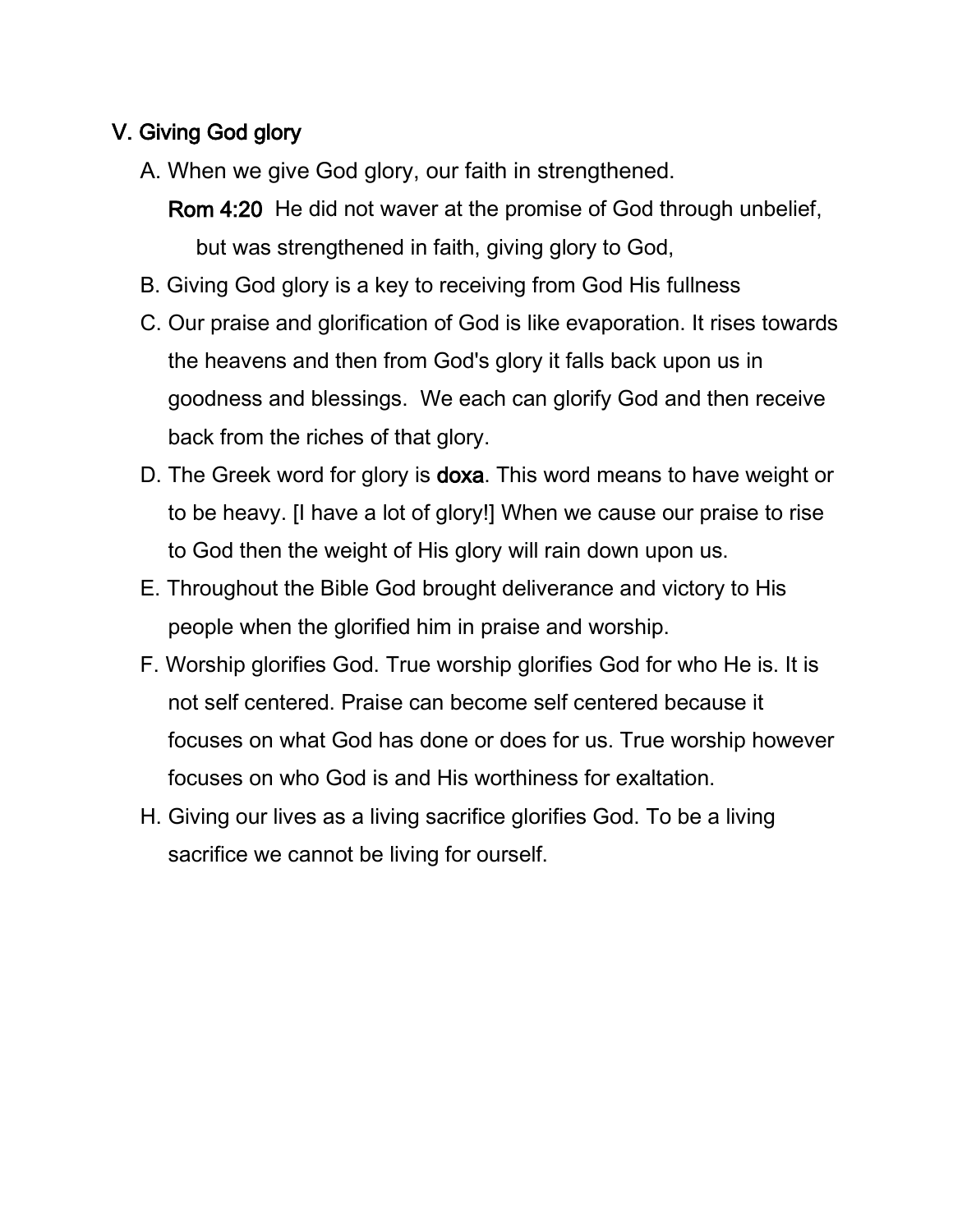## V. Giving God glory

A. When we give God glory, our faith in strengthened.

**Rom 4:20** He did not waver at the promise of God through unbelief, but was strengthened in faith, giving glory to God,

B. Giving God glory is a key to receiving from God His fullness

C. Our praise and glorification of God is like evaporation. It rises towards the heavens and then from God's glory it falls back upon us in goodness and blessings. We each can glorify God and then receive back from the riches of that glory.

D. The Greek word for glory is **doxa**. This word means to have weight or to be heavy. [I have a lot of glory!] When we cause our praise to rise to God then the weight of His glory will rain down upon us.

E. Throughout the Bible God brought deliverance and victory to His people when the glorified him in praise and worship.

F. Worship glorifies God. True worship glorifies God for who He is. It is not self centered. Praise can become self centered because it focuses on what God has done or does for us. True worship however focuses on who God is and His worthiness for exaltation.

H. Giving our lives as a living sacrifice glorifies God. To be a living sacrifice we cannot be living for ourself.